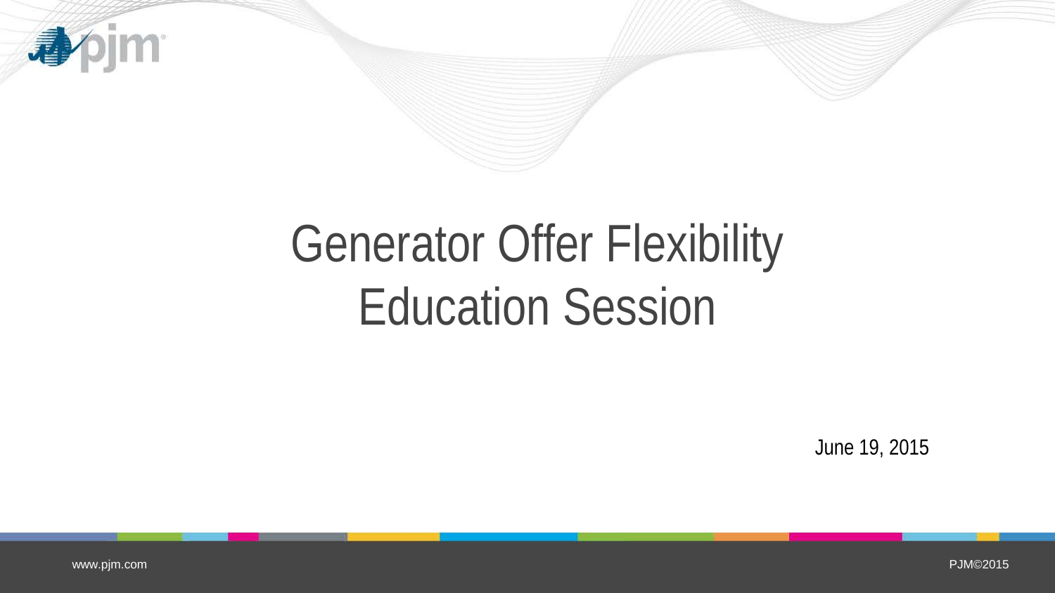# Generator Offer Flexibility Education Session

June 19, 2015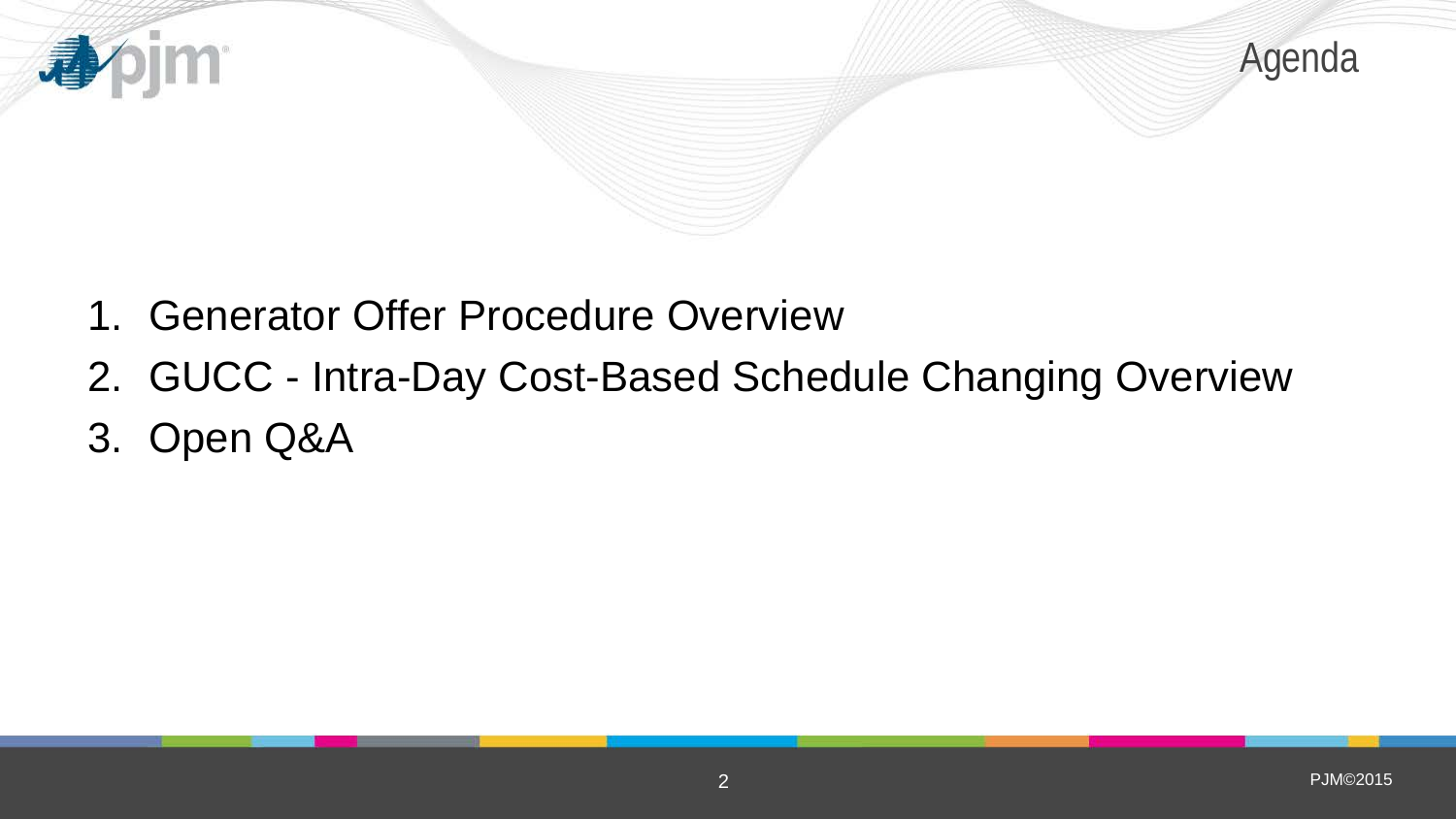# Agenda

1. Generator Offer Procedure Overview
2. GUCC - Intra-Day Cost-Based Schedule Changing Overview
3. Open Q&A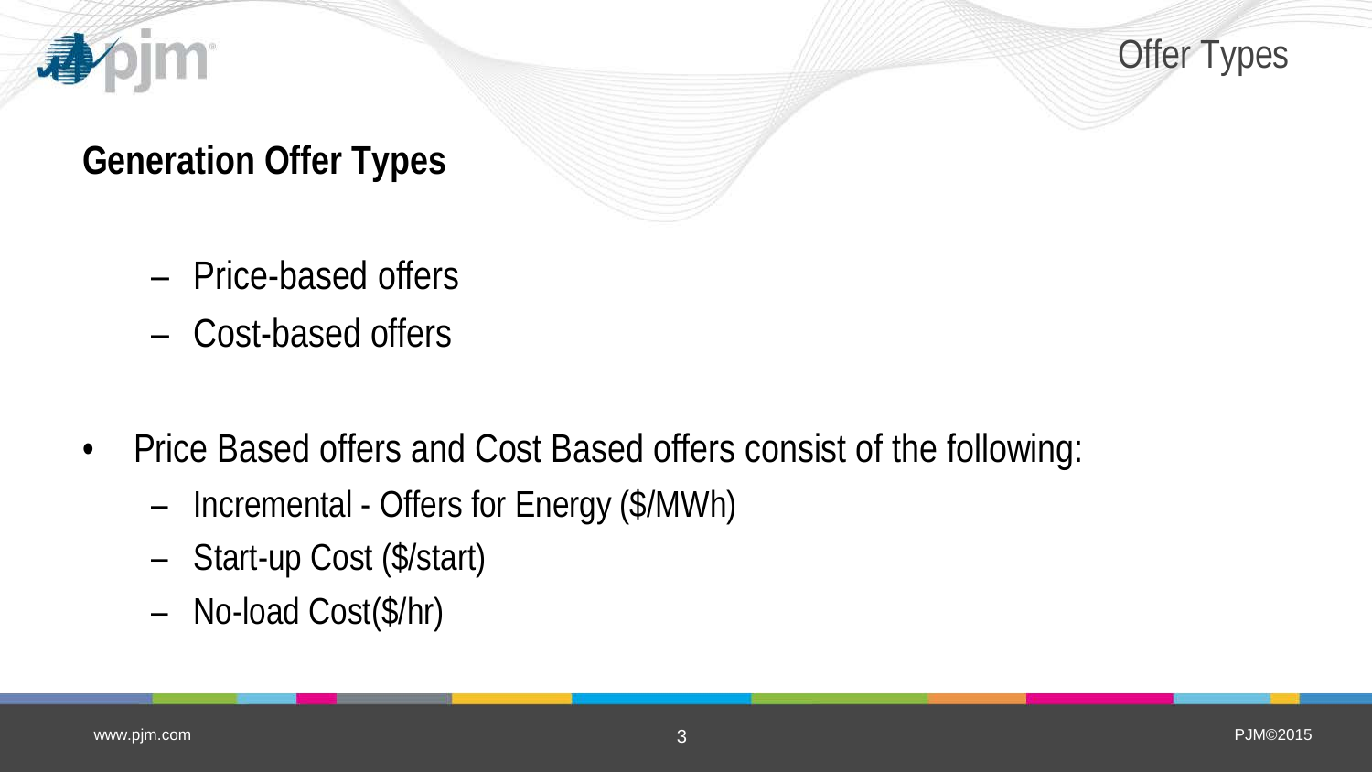## Generation Offer Types

- Price-based offers
- Cost-based offers

- Price Based offers and Cost Based offers consist of the following:
  - Incremental - Offers for Energy ($/MWh)
  - Start-up Cost ($/start)
  - No-load Cost($/hr)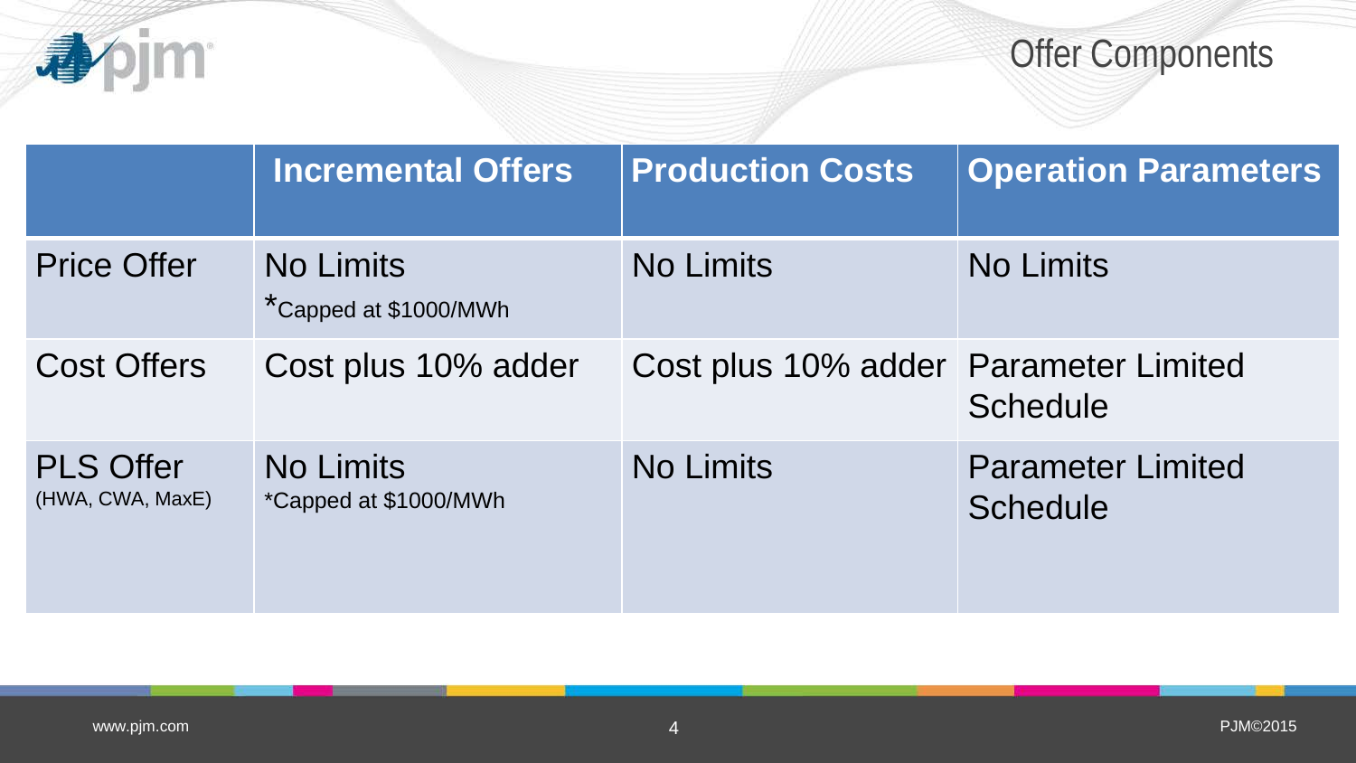# Offer Components

| | Incremental Offers | Production Costs | Operation Parameters |
|---|---|---|---|
| Price Offer | No Limits *Capped at $1000/MWh | No Limits | No Limits |
| Cost Offers | Cost plus 10% adder | Cost plus 10% adder | Parameter Limited Schedule |
| PLS Offer (HWA, CWA, MaxE) | No Limits *Capped at $1000/MWh | No Limits | Parameter Limited Schedule |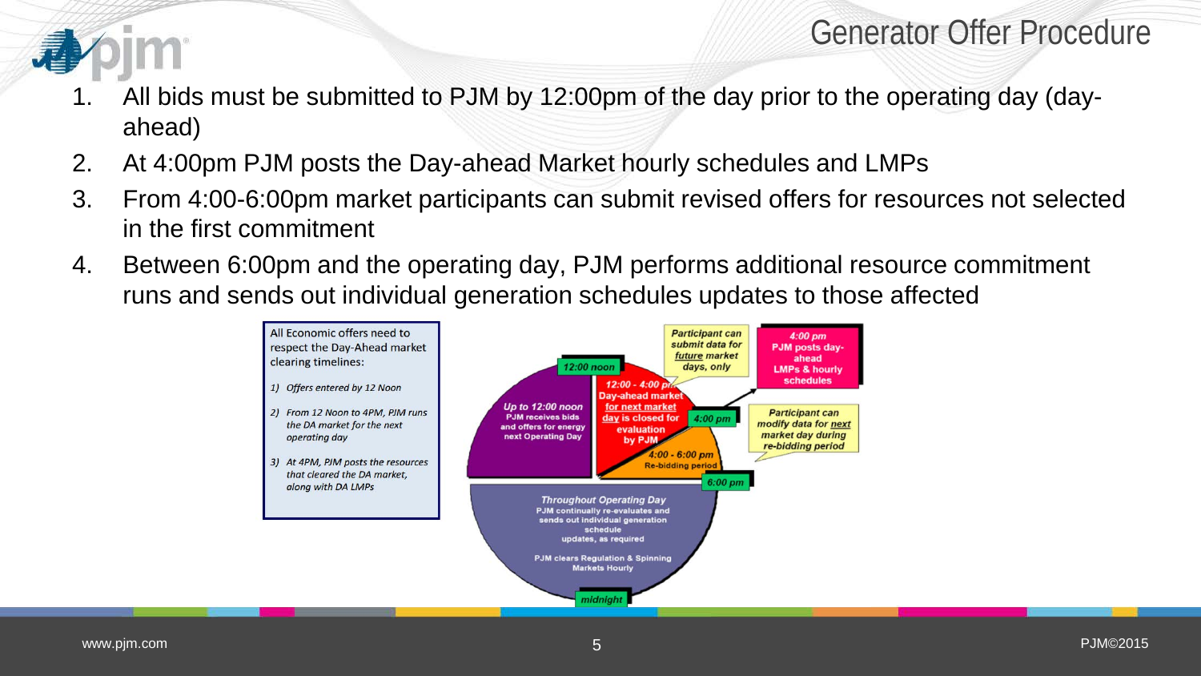# Generator Offer Procedure

1. All bids must be submitted to PJM by 12:00pm of the day prior to the operating day (day-ahead)
2. At 4:00pm PJM posts the Day-ahead Market hourly schedules and LMPs
3. From 4:00-6:00pm market participants can submit revised offers for resources not selected in the first commitment
4. Between 6:00pm and the operating day, PJM performs additional resource commitment runs and sends out individual generation schedules updates to those affected

All Economic offers need to respect the Day-Ahead market clearing timelines:

1) *Offers entered by 12 Noon*
2) *From 12 Noon to 4PM, PJM runs the DA market for the next operating day*
3) *At 4PM, PJM posts the resources that cleared the DA market, along with DA LMPs*

**12:00 noon**

**Up to 12:00 noon** PJM receives bids and offers for energy next Operating Day

**12:00 - 4:00 pm** Day-ahead market for next market day is closed for evaluation by PJM

*Participant can submit data for future market days, only*

**4:00 pm** PJM posts day-ahead LMPs & hourly schedules

**4:00 pm**

**4:00 - 6:00 pm** Re-bidding period

*Participant can modify data for next market day during re-bidding period*

**6:00 pm**

**Throughout Operating Day** PJM continually re-evaluates and sends out individual generation schedule updates, as required

PJM clears Regulation & Spinning Markets Hourly

**midnight**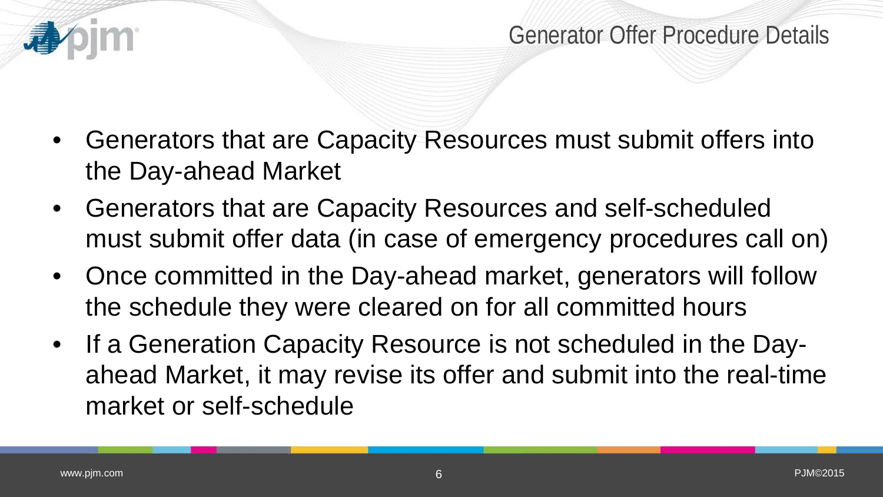## Generator Offer Procedure Details

- Generators that are Capacity Resources must submit offers into the Day-ahead Market
- Generators that are Capacity Resources and self-scheduled must submit offer data (in case of emergency procedures call on)
- Once committed in the Day-ahead market, generators will follow the schedule they were cleared on for all committed hours
- If a Generation Capacity Resource is not scheduled in the Day-ahead Market, it may revise its offer and submit into the real-time market or self-schedule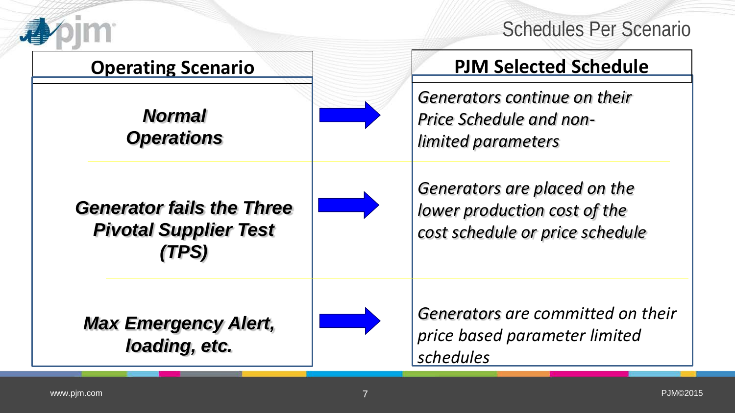# Schedules Per Scenario

| Operating Scenario | PJM Selected Schedule |
|---|---|
| ***Normal Operations*** | *Generators continue on their Price Schedule and non-limited parameters* |
| ***Generator fails the Three Pivotal Supplier Test (TPS)*** | *Generators are placed on the lower production cost of the cost schedule or price schedule* |
| ***Max Emergency Alert, loading, etc.*** | *Generators are committed on their price based parameter limited schedules* |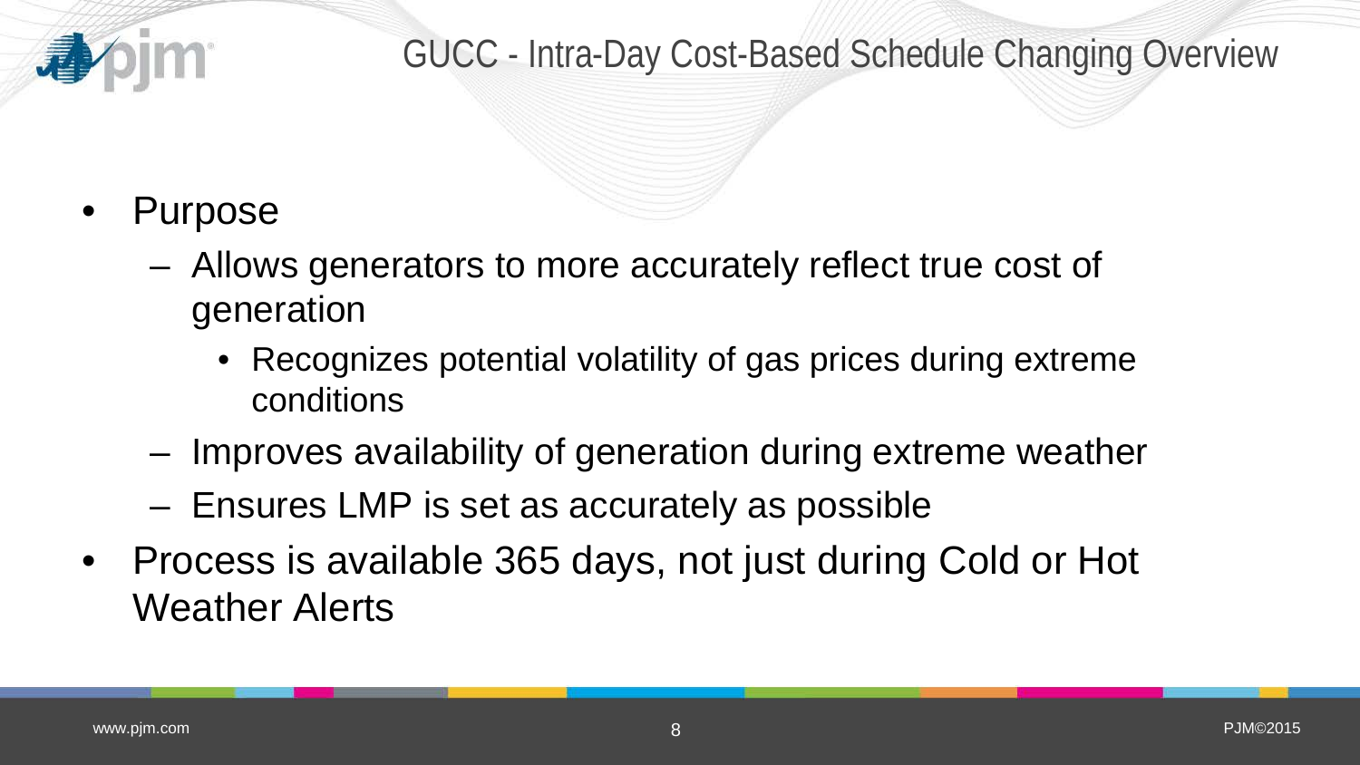# GUCC - Intra-Day Cost-Based Schedule Changing Overview

- Purpose
  - Allows generators to more accurately reflect true cost of generation
    - Recognizes potential volatility of gas prices during extreme conditions
  - Improves availability of generation during extreme weather
  - Ensures LMP is set as accurately as possible
- Process is available 365 days, not just during Cold or Hot Weather Alerts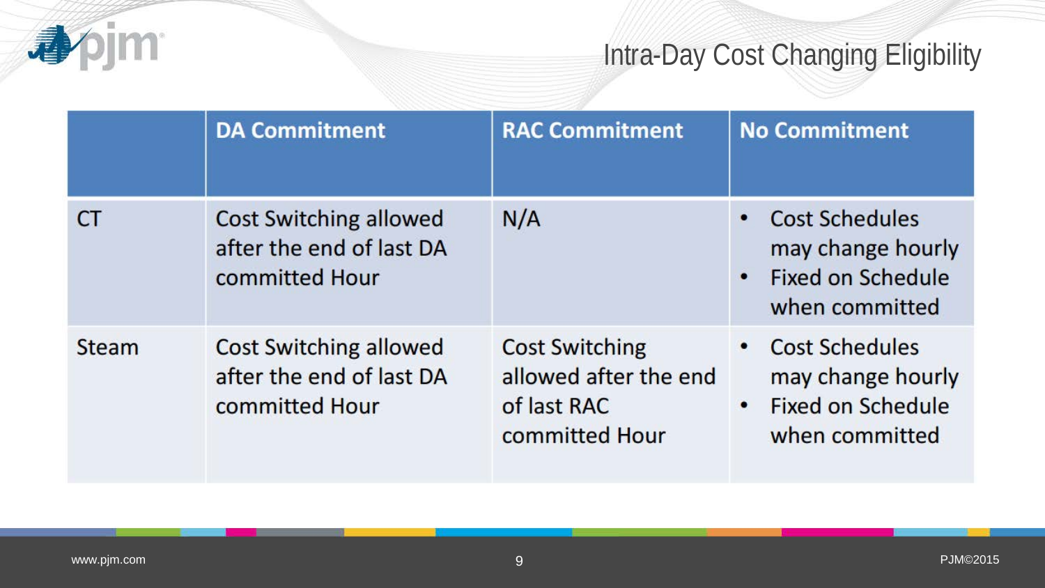# Intra-Day Cost Changing Eligibility

| | DA Commitment | RAC Commitment | No Commitment |
|---|---|---|---|
| CT | Cost Switching allowed after the end of last DA committed Hour | N/A | • Cost Schedules may change hourly<br>• Fixed on Schedule when committed |
| Steam | Cost Switching allowed after the end of last DA committed Hour | Cost Switching allowed after the end of last RAC committed Hour | • Cost Schedules may change hourly<br>• Fixed on Schedule when committed |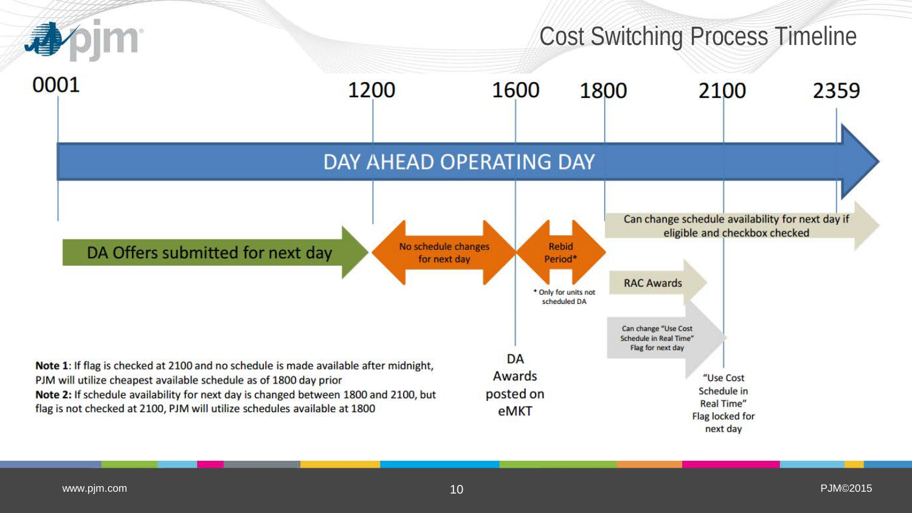# Cost Switching Process Timeline

0001 — 1200 — 1600 — 1800 — 2100 — 2359

DAY AHEAD OPERATING DAY

- DA Offers submitted for next day (0001–1200)
- No schedule changes for next day (1200–1600)
- Rebid Period* (1600–1800)
  - * Only for units not scheduled DA
- DA Awards posted on eMKT (1600)
- Can change schedule availability for next day if eligible and checkbox checked (1800–2359)
- RAC Awards (1800–2100)
- Can change "Use Cost Schedule in Real Time" Flag for next day (1800–2100)
- "Use Cost Schedule in Real Time" Flag locked for next day (2100)

**Note 1**: If flag is checked at 2100 and no schedule is made available after midnight, PJM will utilize cheapest available schedule as of 1800 day prior

**Note 2:** If schedule availability for next day is changed between 1800 and 2100, but flag is not checked at 2100, PJM will utilize schedules available at 1800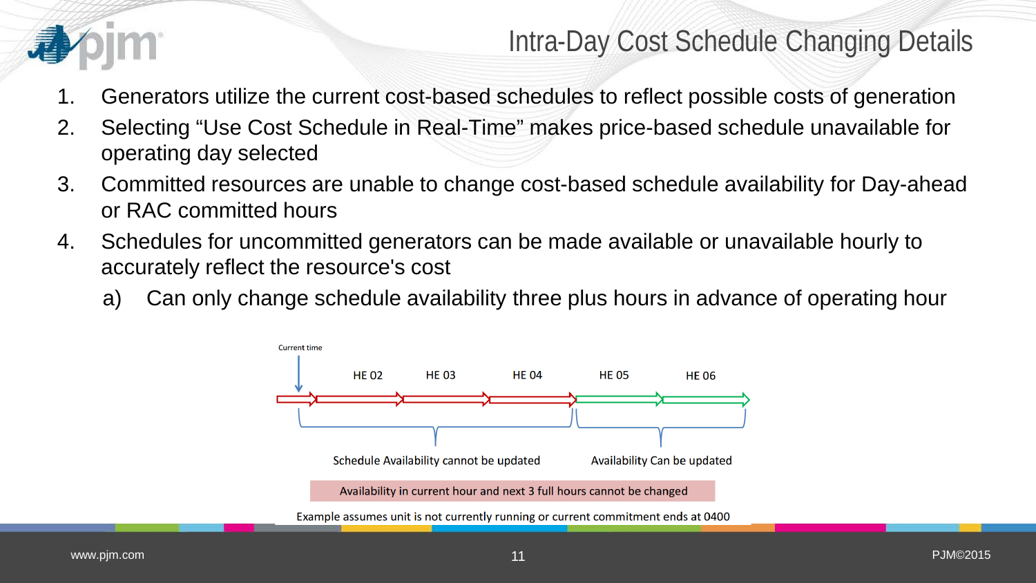# Intra-Day Cost Schedule Changing Details

1. Generators utilize the current cost-based schedules to reflect possible costs of generation
2. Selecting "Use Cost Schedule in Real-Time" makes price-based schedule unavailable for operating day selected
3. Committed resources are unable to change cost-based schedule availability for Day-ahead or RAC committed hours
4. Schedules for uncommitted generators can be made available or unavailable hourly to accurately reflect the resource's cost
   a) Can only change schedule availability three plus hours in advance of operating hour

Current time

HE 02 | HE 03 | HE 04 | HE 05 | HE 06

Schedule Availability cannot be updated | Availability Can be updated

Availability in current hour and next 3 full hours cannot be changed

Example assumes unit is not currently running or current commitment ends at 0400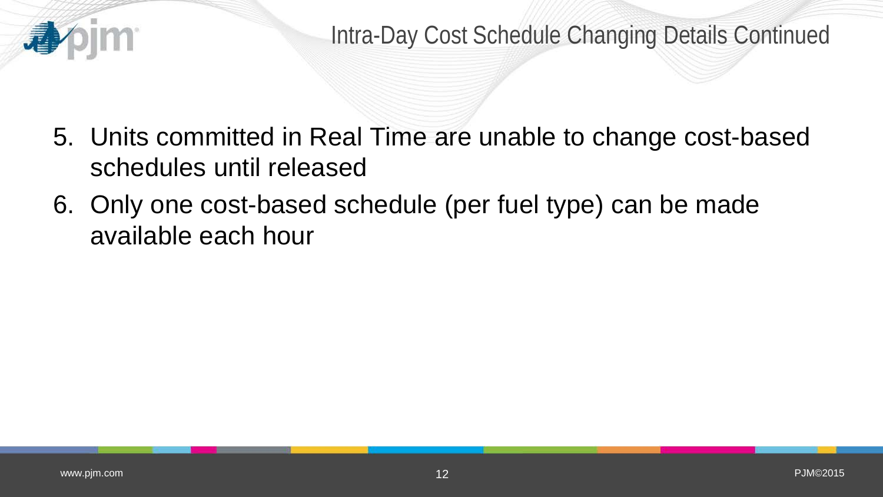# Intra-Day Cost Schedule Changing Details Continued

5. Units committed in Real Time are unable to change cost-based schedules until released
6. Only one cost-based schedule (per fuel type) can be made available each hour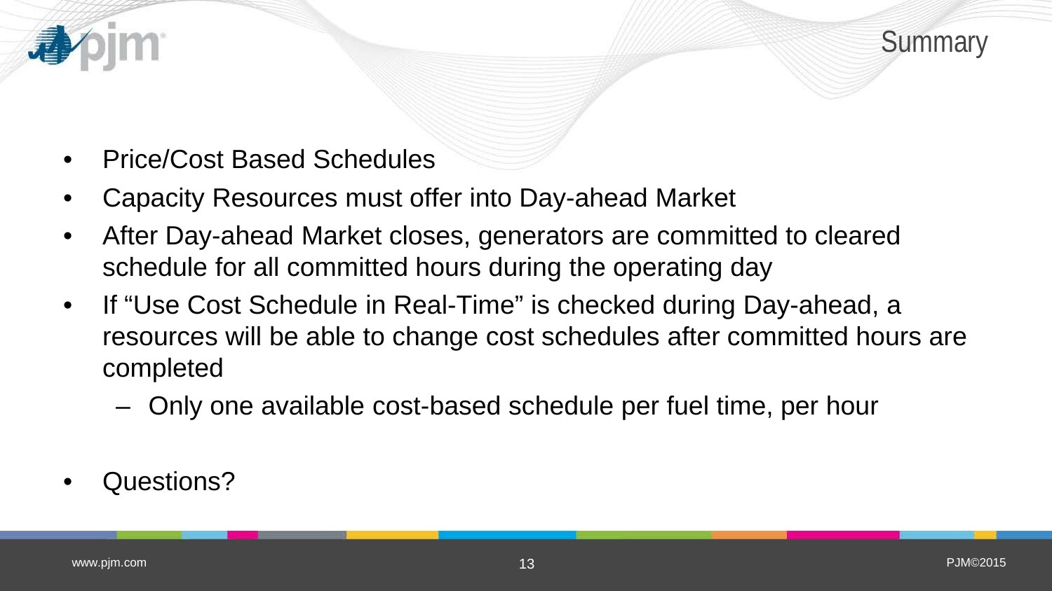# Summary

- Price/Cost Based Schedules
- Capacity Resources must offer into Day-ahead Market
- After Day-ahead Market closes, generators are committed to cleared schedule for all committed hours during the operating day
- If "Use Cost Schedule in Real-Time" is checked during Day-ahead, a resources will be able to change cost schedules after committed hours are completed
  - Only one available cost-based schedule per fuel time, per hour

- Questions?